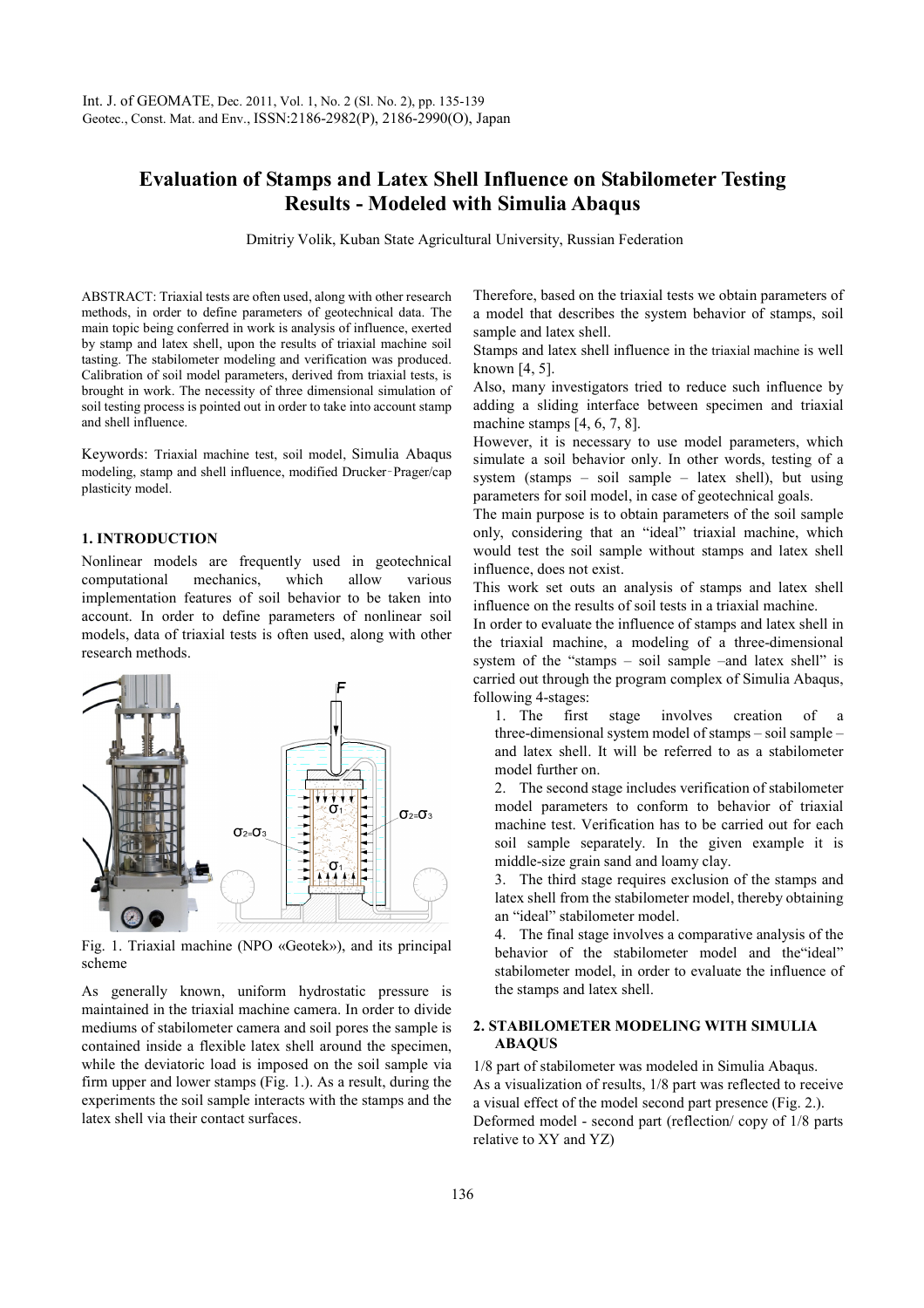# Evaluation of Stamps and Latex Shell Influence on Stabilometer Testing Results - Modeled with Simulia Abaqus

Dmitriy Volik, Kuban State Agricultural University, Russian Federation

ABSTRACT: Triaxial tests are often used, along with other research methods, in order to define parameters of geotechnical data. The main topic being conferred in work is analysis of influence, exerted by stamp and latex shell, upon the results of triaxial machine soil tasting. The stabilometer modeling and verification was produced. Calibration of soil model parameters, derived from triaxial tests, is brought in work. The necessity of three dimensional simulation of soil testing process is pointed out in order to take into account stamp and shell influence.

Keywords: Triaxial machine test, soil model, Simulia Abaqus modeling, stamp and shell influence, modified Drucker–Prager/cap plasticity model.

## 1. INTRODUCTION

Nonlinear models are frequently used in geotechnical computational mechanics, which allow various implementation features of soil behavior to be taken into account. In order to define parameters of nonlinear soil models, data of triaxial tests is often used, along with other research methods.

Fig. 1. Triaxial machine (NPO «Geotek»), and its principal scheme

As generally known, uniform hydrostatic pressure is maintained in the triaxial machine camera. In order to divide mediums of stabilometer camera and soil pores the sample is contained inside a flexible latex shell around the specimen, while the deviatoric load is imposed on the soil sample via firm upper and lower stamps (Fig. 1.). As a result, during the experiments the soil sample interacts with the stamps and the latex shell via their contact surfaces.

Therefore, based on the triaxial tests we obtain parameters of a model that describes the system behavior of stamps, soil sample and latex shell.

Stamps and latex shell influence in the triaxial machine is well known [4, 5].

Also, many investigators tried to reduce such influence by adding a sliding interface between specimen and triaxial machine stamps [4, 6, 7, 8].

However, it is necessary to use model parameters, which simulate a soil behavior only. In other words, testing of a system (stamps – soil sample – latex shell), but using parameters for soil model, in case of geotechnical goals.

The main purpose is to obtain parameters of the soil sample only, considering that an "ideal" triaxial machine, which would test the soil sample without stamps and latex shell influence, does not exist.

This work set outs an analysis of stamps and latex shell influence on the results of soil tests in a triaxial machine.

In order to evaluate the influence of stamps and latex shell in the triaxial machine, a modeling of a three-dimensional system of the "stamps – soil sample –and latex shell" is carried out through the program complex of Simulia Abaqus, following 4-stages:

1. The first stage involves creation of a three-dimensional system model of stamps – soil sample – and latex shell. It will be referred to as a stabilometer model further on.
2. The second stage includes verification of stabilometer model parameters to conform to behavior of triaxial machine test. Verification has to be carried out for each soil sample separately. In the given example it is middle-size grain sand and loamy clay.
3. The third stage requires exclusion of the stamps and latex shell from the stabilometer model, thereby obtaining an "ideal" stabilometer model.
4. The final stage involves a comparative analysis of the behavior of the stabilometer model and the"ideal" stabilometer model, in order to evaluate the influence of the stamps and latex shell.

## 2. STABILOMETER MODELING WITH SIMULIA ABAQUS

1/8 part of stabilometer was modeled in Simulia Abaqus.

As a visualization of results, 1/8 part was reflected to receive a visual effect of the model second part presence (Fig. 2.).

Deformed model - second part (reflection/ copy of 1/8 parts relative to XY and YZ)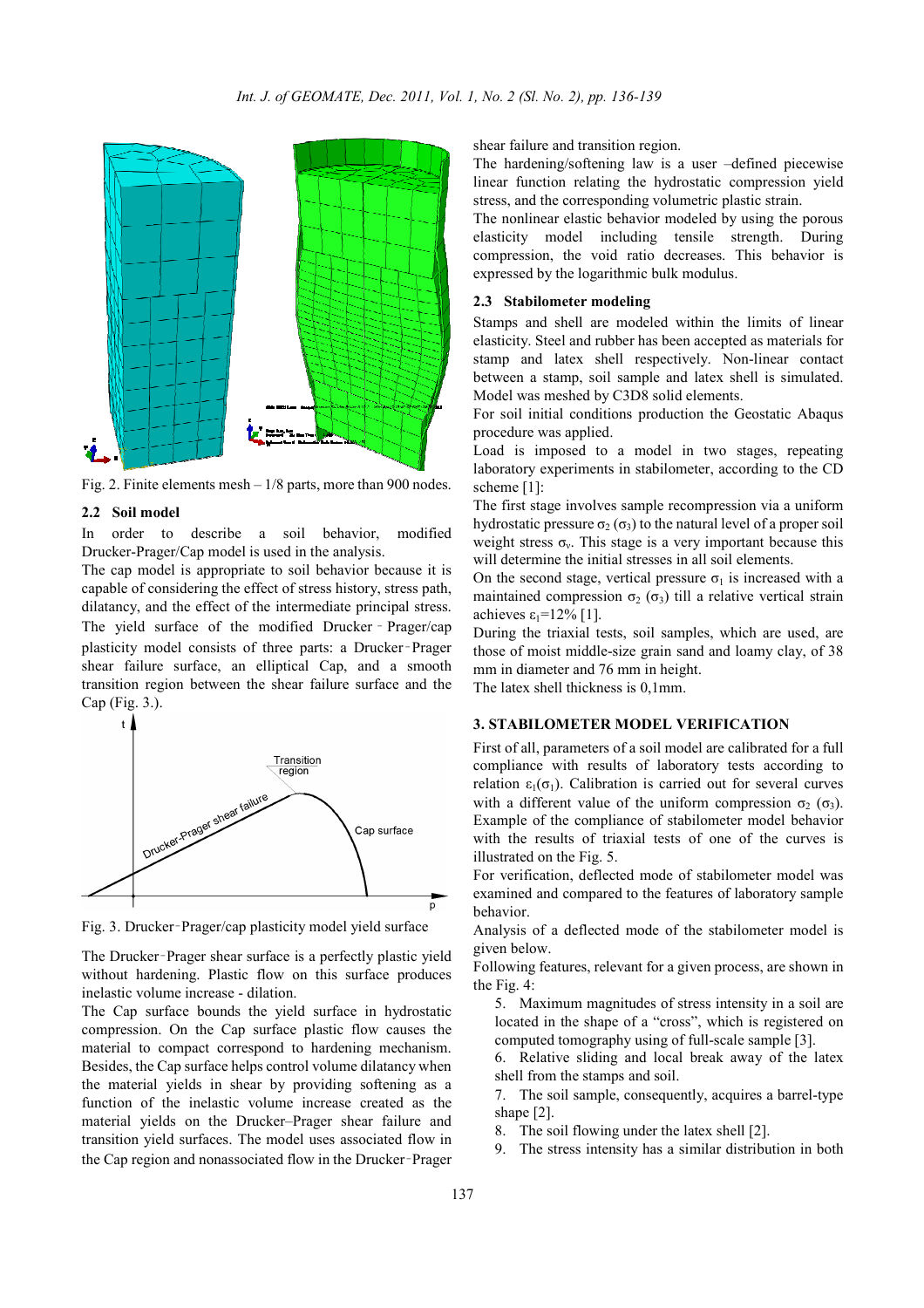Fig. 2. Finite elements mesh – 1/8 parts, more than 900 nodes.

### 2.2 Soil model

In order to describe a soil behavior, modified Drucker-Prager/Cap model is used in the analysis.

The cap model is appropriate to soil behavior because it is capable of considering the effect of stress history, stress path, dilatancy, and the effect of the intermediate principal stress. The yield surface of the modified Drucker‐Prager/cap plasticity model consists of three parts: a Drucker‐Prager shear failure surface, an elliptical Cap, and a smooth transition region between the shear failure surface and the Cap (Fig. 3.).

Fig. 3. Drucker‐Prager/cap plasticity model yield surface

The Drucker‐Prager shear surface is a perfectly plastic yield without hardening. Plastic flow on this surface produces inelastic volume increase - dilation.

The Cap surface bounds the yield surface in hydrostatic compression. On the Cap surface plastic flow causes the material to compact correspond to hardening mechanism. Besides, the Cap surface helps control volume dilatancy when the material yields in shear by providing softening as a function of the inelastic volume increase created as the material yields on the Drucker–Prager shear failure and transition yield surfaces. The model uses associated flow in the Cap region and nonassociated flow in the Drucker‐Prager shear failure and transition region.

The hardening/softening law is a user –defined piecewise linear function relating the hydrostatic compression yield stress, and the corresponding volumetric plastic strain.

The nonlinear elastic behavior modeled by using the porous elasticity model including tensile strength. During compression, the void ratio decreases. This behavior is expressed by the logarithmic bulk modulus.

### 2.3 Stabilometer modeling

Stamps and shell are modeled within the limits of linear elasticity. Steel and rubber has been accepted as materials for stamp and latex shell respectively. Non-linear contact between a stamp, soil sample and latex shell is simulated. Model was meshed by C3D8 solid elements.

For soil initial conditions production the Geostatic Abaqus procedure was applied.

Load is imposed to a model in two stages, repeating laboratory experiments in stabilometer, according to the CD scheme [1]:

The first stage involves sample recompression via a uniform hydrostatic pressure $\sigma_2$ ($\sigma_3$) to the natural level of a proper soil weight stress $\sigma_v$. This stage is a very important because this will determine the initial stresses in all soil elements.

On the second stage, vertical pressure $\sigma_1$ is increased with a maintained compression $\sigma_2$ ($\sigma_3$) till a relative vertical strain achieves $\varepsilon_1$=12% [1].

During the triaxial tests, soil samples, which are used, are those of moist middle-size grain sand and loamy clay, of 38 mm in diameter and 76 mm in height.

The latex shell thickness is 0,1mm.

## 3. STABILOMETER MODEL VERIFICATION

First of all, parameters of a soil model are calibrated for a full compliance with results of laboratory tests according to relation $\varepsilon_1(\sigma_1)$. Calibration is carried out for several curves with a different value of the uniform compression $\sigma_2$ ($\sigma_3$). Example of the compliance of stabilometer model behavior with the results of triaxial tests of one of the curves is illustrated on the Fig. 5.

For verification, deflected mode of stabilometer model was examined and compared to the features of laboratory sample behavior.

Analysis of a deflected mode of the stabilometer model is given below.

Following features, relevant for a given process, are shown in the Fig. 4:

5. Maximum magnitudes of stress intensity in a soil are located in the shape of a "cross", which is registered on computed tomography using of full-scale sample [3].
6. Relative sliding and local break away of the latex shell from the stamps and soil.
7. The soil sample, consequently, acquires a barrel-type shape [2].
8. The soil flowing under the latex shell [2].
9. The stress intensity has a similar distribution in both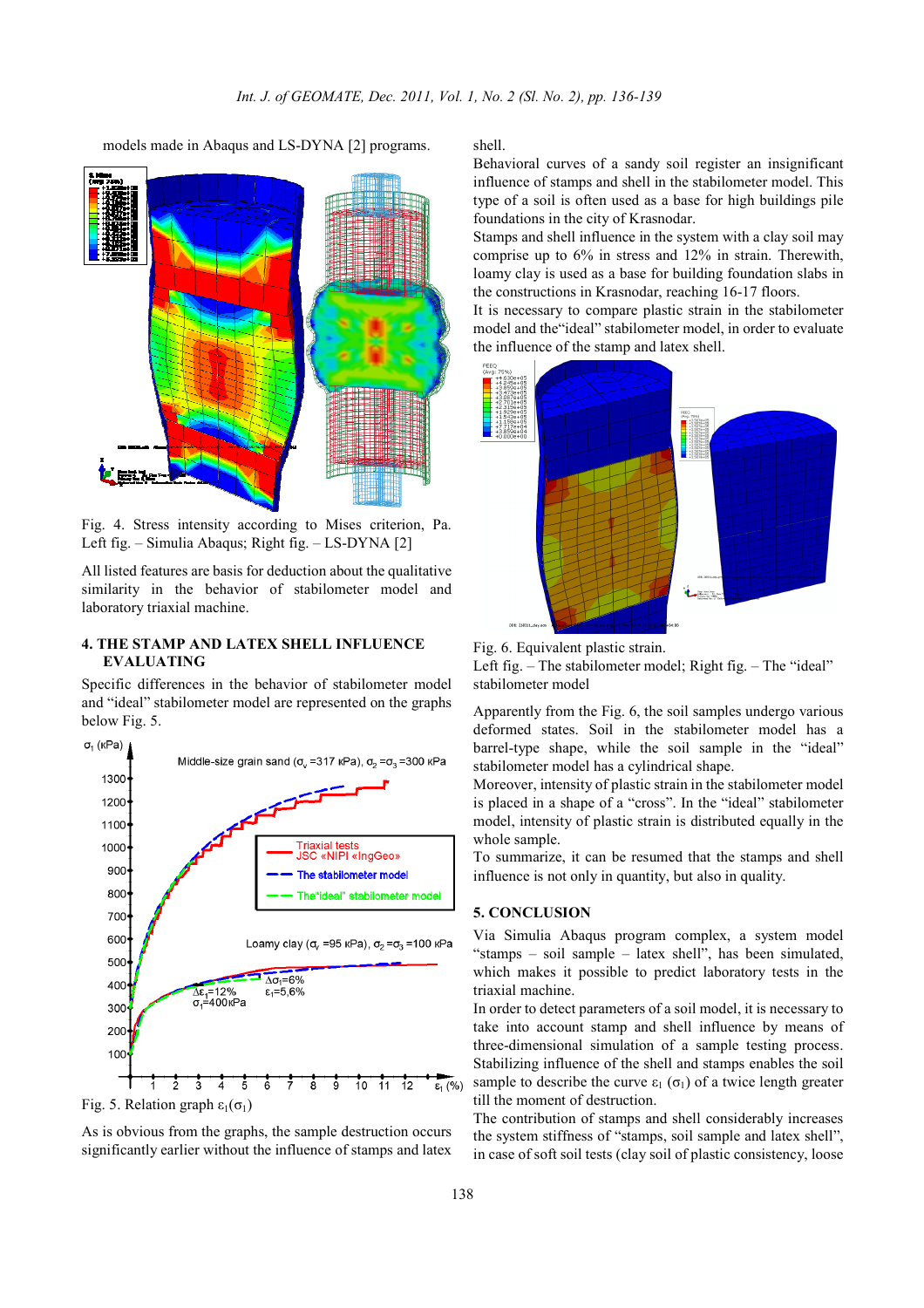models made in Abaqus and LS-DYNA [2] programs.

Fig. 4. Stress intensity according to Mises criterion, Pa. Left fig. – Simulia Abaqus; Right fig. – LS-DYNA [2]

All listed features are basis for deduction about the qualitative similarity in the behavior of stabilometer model and laboratory triaxial machine.

## 4. THE STAMP AND LATEX SHELL INFLUENCE EVALUATING

Specific differences in the behavior of stabilometer model and "ideal" stabilometer model are represented on the graphs below Fig. 5.

Fig. 5. Relation graph $\varepsilon_1(\sigma_1)$

As is obvious from the graphs, the sample destruction occurs significantly earlier without the influence of stamps and latex shell.

Behavioral curves of a sandy soil register an insignificant influence of stamps and shell in the stabilometer model. This type of a soil is often used as a base for high buildings pile foundations in the city of Krasnodar.

Stamps and shell influence in the system with a clay soil may comprise up to 6% in stress and 12% in strain. Therewith, loamy clay is used as a base for building foundation slabs in the constructions in Krasnodar, reaching 16-17 floors.

It is necessary to compare plastic strain in the stabilometer model and the"ideal" stabilometer model, in order to evaluate the influence of the stamp and latex shell.

Fig. 6. Equivalent plastic strain.
Left fig. – The stabilometer model; Right fig. – The "ideal" stabilometer model

Apparently from the Fig. 6, the soil samples undergo various deformed states. Soil in the stabilometer model has a barrel-type shape, while the soil sample in the "ideal" stabilometer model has a cylindrical shape.

Moreover, intensity of plastic strain in the stabilometer model is placed in a shape of a "cross". In the "ideal" stabilometer model, intensity of plastic strain is distributed equally in the whole sample.

To summarize, it can be resumed that the stamps and shell influence is not only in quantity, but also in quality.

## 5. CONCLUSION

Via Simulia Abaqus program complex, a system model "stamps – soil sample – latex shell", has been simulated, which makes it possible to predict laboratory tests in the triaxial machine.

In order to detect parameters of a soil model, it is necessary to take into account stamp and shell influence by means of three-dimensional simulation of a sample testing process. Stabilizing influence of the shell and stamps enables the soil sample to describe the curve $\varepsilon_1$ $(\sigma_1)$ of a twice length greater till the moment of destruction.

The contribution of stamps and shell considerably increases the system stiffness of "stamps, soil sample and latex shell", in case of soft soil tests (clay soil of plastic consistency, loose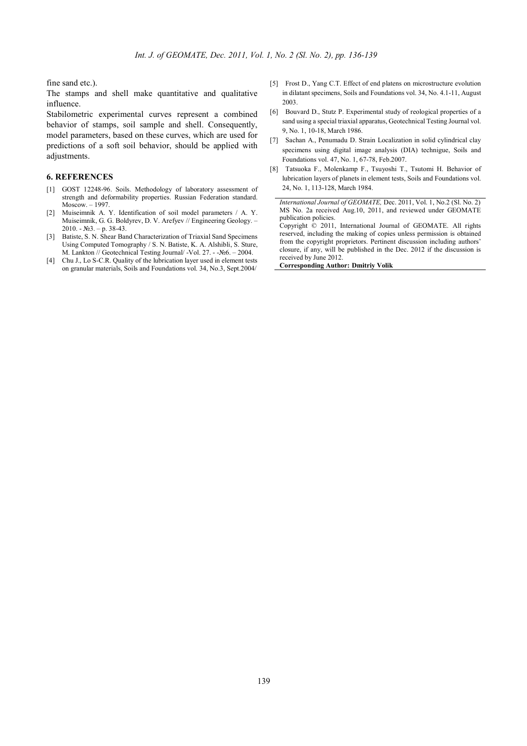fine sand etc.).

The stamps and shell make quantitative and qualitative influence.

Stabilometric experimental curves represent a combined behavior of stamps, soil sample and shell. Consequently, model parameters, based on these curves, which are used for predictions of a soft soil behavior, should be applied with adjustments.

## 6. REFERENCES

[1] GOST 12248-96. Soils. Methodology of laboratory assessment of strength and deformability properties. Russian Federation standard. Moscow. – 1997.

[2] Muiseimnik A. Y. Identification of soil model parameters / A. Y. Muiseimnik, G. G. Boldyrev, D. V. Arefyev // Engineering Geology. – 2010. - №3. – p. 38-43.

[3] Batiste, S. N. Shear Band Characterization of Triaxial Sand Specimens Using Computed Tomography / S. N. Batiste, K. A. Alshibli, S. Sture, M. Lankton // Geotechnical Testing Journal/ -Vol. 27. - -№6. – 2004.

[4] Chu J., Lo S-C.R. Quality of the lubrication layer used in element tests on granular materials, Soils and Foundations vol. 34, No.3, Sept.2004/

[5] Frost D., Yang C.T. Effect of end platens on microstructure evolution in dilatant specimens, Soils and Foundations vol. 34, No. 4.1-11, August 2003.

[6] Bouvard D., Stutz P. Experimental study of reological properties of a sand using a special triaxial apparatus, Geotechnical Testing Journal vol. 9, No. 1, 10-18, March 1986.

[7] Sachan A., Penumadu D. Strain Localization in solid cylindrical clay specimens using digital image analysis (DIA) technigue, Soils and Foundations vol. 47, No. 1, 67-78, Feb.2007.

[8] Tatsuoka F., Molenkamp F., Tsuyoshi T., Tsutomi H. Behavior of lubrication layers of planets in element tests, Soils and Foundations vol. 24, No. 1, 113-128, March 1984.

*International Journal of GEOMATE,* Dec. 2011, Vol. 1, No.2 (Sl. No. 2) MS No. 2a received Aug.10, 2011, and reviewed under GEOMATE publication policies.
Copyright © 2011, International Journal of GEOMATE. All rights reserved, including the making of copies unless permission is obtained from the copyright proprietors. Pertinent discussion including authors' closure, if any, will be published in the Dec. 2012 if the discussion is received by June 2012.
**Corresponding Author: Dmitriy Volik**